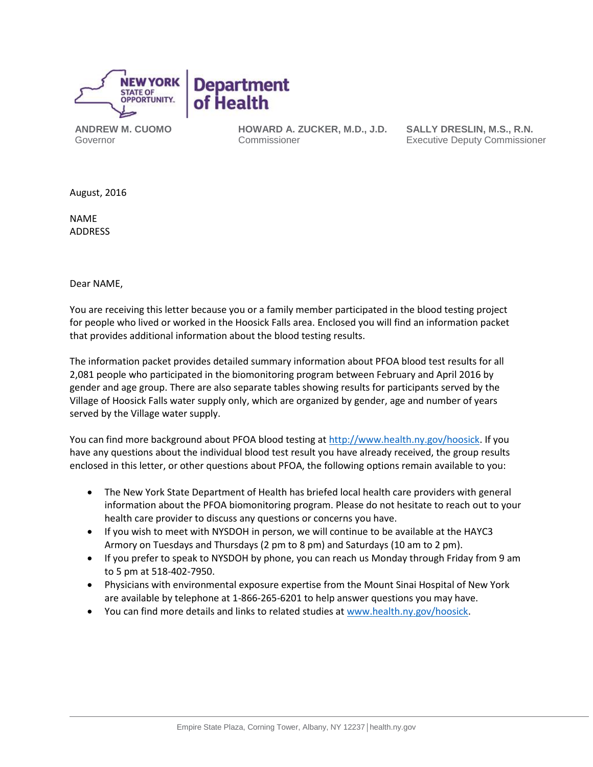NEW YORK STATE OF OPPORTUNITY. | Department of Health

**ANDREW M. CUOMO**
Governor

**HOWARD A. ZUCKER, M.D., J.D.**
Commissioner

**SALLY DRESLIN, M.S., R.N.**
Executive Deputy Commissioner

August, 2016

NAME
ADDRESS

Dear NAME,

You are receiving this letter because you or a family member participated in the blood testing project for people who lived or worked in the Hoosick Falls area. Enclosed you will find an information packet that provides additional information about the blood testing results.

The information packet provides detailed summary information about PFOA blood test results for all 2,081 people who participated in the biomonitoring program between February and April 2016 by gender and age group. There are also separate tables showing results for participants served by the Village of Hoosick Falls water supply only, which are organized by gender, age and number of years served by the Village water supply.

You can find more background about PFOA blood testing at [http://www.health.ny.gov/hoosick](http://www.health.ny.gov/hoosick). If you have any questions about the individual blood test result you have already received, the group results enclosed in this letter, or other questions about PFOA, the following options remain available to you:

- The New York State Department of Health has briefed local health care providers with general information about the PFOA biomonitoring program. Please do not hesitate to reach out to your health care provider to discuss any questions or concerns you have.
- If you wish to meet with NYSDOH in person, we will continue to be available at the HAYC3 Armory on Tuesdays and Thursdays (2 pm to 8 pm) and Saturdays (10 am to 2 pm).
- If you prefer to speak to NYSDOH by phone, you can reach us Monday through Friday from 9 am to 5 pm at 518-402-7950.
- Physicians with environmental exposure expertise from the Mount Sinai Hospital of New York are available by telephone at 1-866-265-6201 to help answer questions you may have.
- You can find more details and links to related studies at [www.health.ny.gov/hoosick](http://www.health.ny.gov/hoosick).

Empire State Plaza, Corning Tower, Albany, NY 12237 | health.ny.gov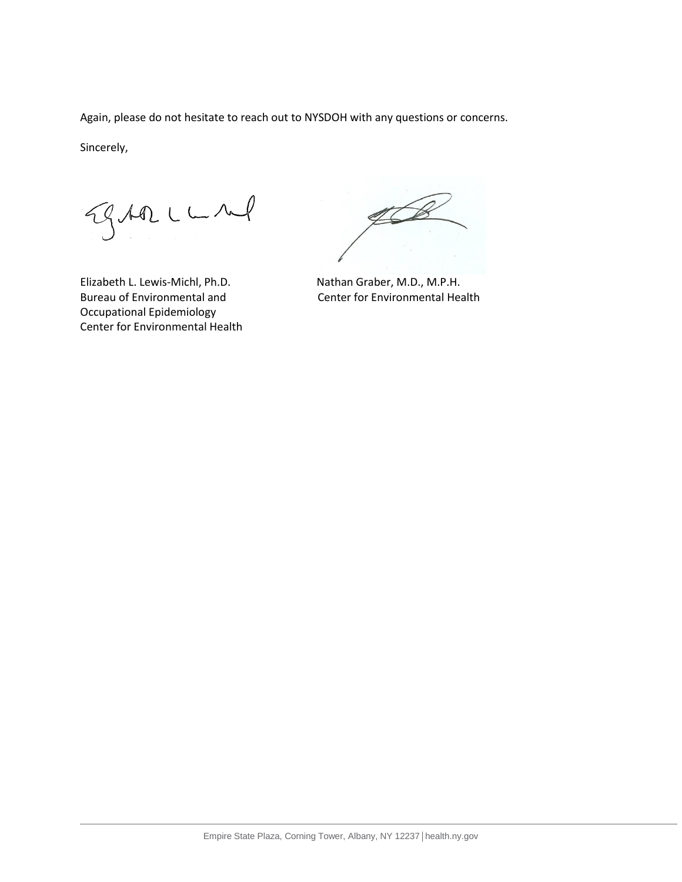Again, please do not hesitate to reach out to NYSDOH with any questions or concerns.

Sincerely,

Elizabeth L. Lewis-Michl, Ph.D.
Bureau of Environmental and
Occupational Epidemiology
Center for Environmental Health

Nathan Graber, M.D., M.P.H.
Center for Environmental Health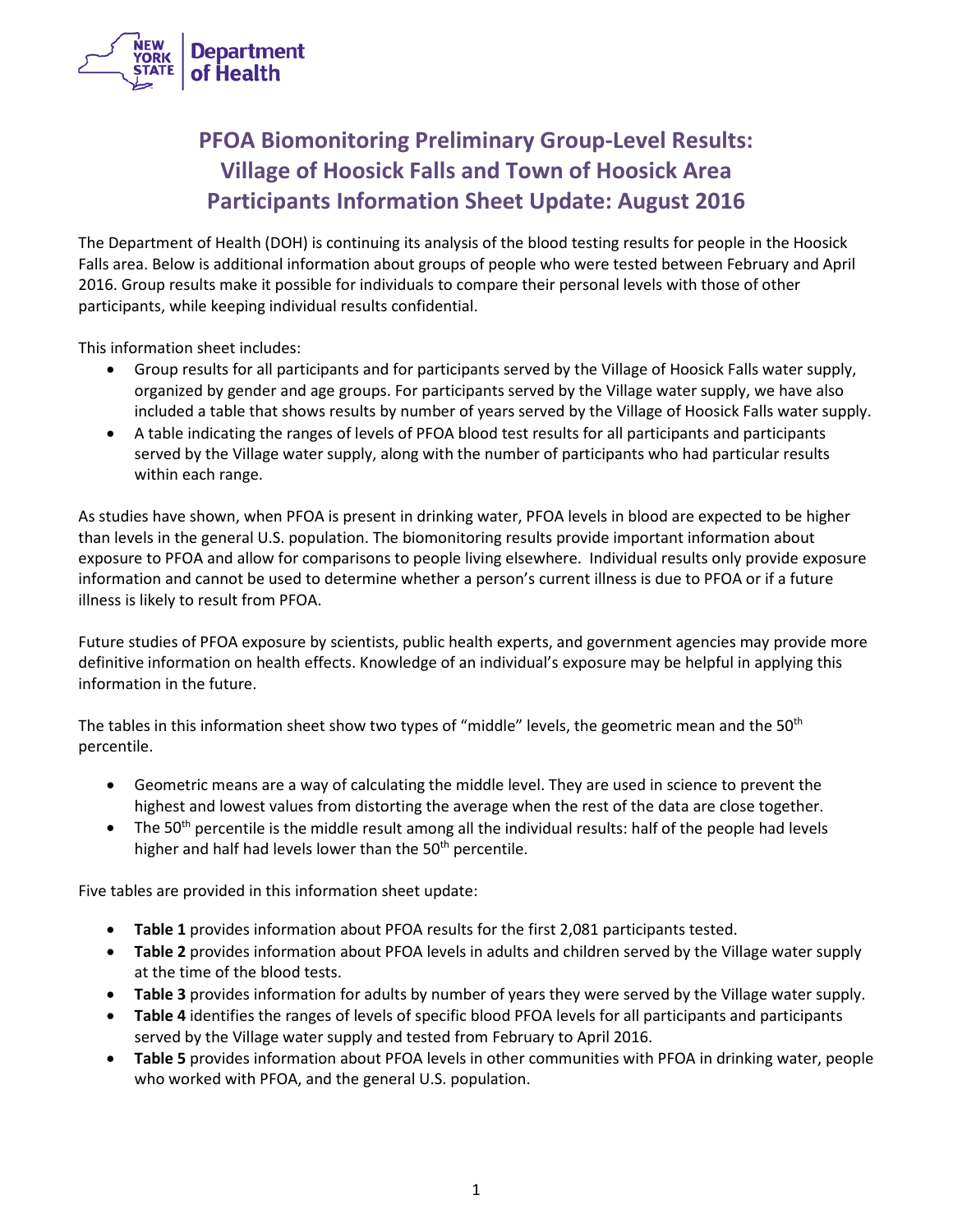# PFOA Biomonitoring Preliminary Group-Level Results: Village of Hoosick Falls and Town of Hoosick Area Participants Information Sheet Update: August 2016

The Department of Health (DOH) is continuing its analysis of the blood testing results for people in the Hoosick Falls area. Below is additional information about groups of people who were tested between February and April 2016. Group results make it possible for individuals to compare their personal levels with those of other participants, while keeping individual results confidential.

This information sheet includes:

- Group results for all participants and for participants served by the Village of Hoosick Falls water supply, organized by gender and age groups. For participants served by the Village water supply, we have also included a table that shows results by number of years served by the Village of Hoosick Falls water supply.
- A table indicating the ranges of levels of PFOA blood test results for all participants and participants served by the Village water supply, along with the number of participants who had particular results within each range.

As studies have shown, when PFOA is present in drinking water, PFOA levels in blood are expected to be higher than levels in the general U.S. population. The biomonitoring results provide important information about exposure to PFOA and allow for comparisons to people living elsewhere. Individual results only provide exposure information and cannot be used to determine whether a person's current illness is due to PFOA or if a future illness is likely to result from PFOA.

Future studies of PFOA exposure by scientists, public health experts, and government agencies may provide more definitive information on health effects. Knowledge of an individual's exposure may be helpful in applying this information in the future.

The tables in this information sheet show two types of "middle" levels, the geometric mean and the 50th percentile.

- Geometric means are a way of calculating the middle level. They are used in science to prevent the highest and lowest values from distorting the average when the rest of the data are close together.
- The 50th percentile is the middle result among all the individual results: half of the people had levels higher and half had levels lower than the 50th percentile.

Five tables are provided in this information sheet update:

- **Table 1** provides information about PFOA results for the first 2,081 participants tested.
- **Table 2** provides information about PFOA levels in adults and children served by the Village water supply at the time of the blood tests.
- **Table 3** provides information for adults by number of years they were served by the Village water supply.
- **Table 4** identifies the ranges of levels of specific blood PFOA levels for all participants and participants served by the Village water supply and tested from February to April 2016.
- **Table 5** provides information about PFOA levels in other communities with PFOA in drinking water, people who worked with PFOA, and the general U.S. population.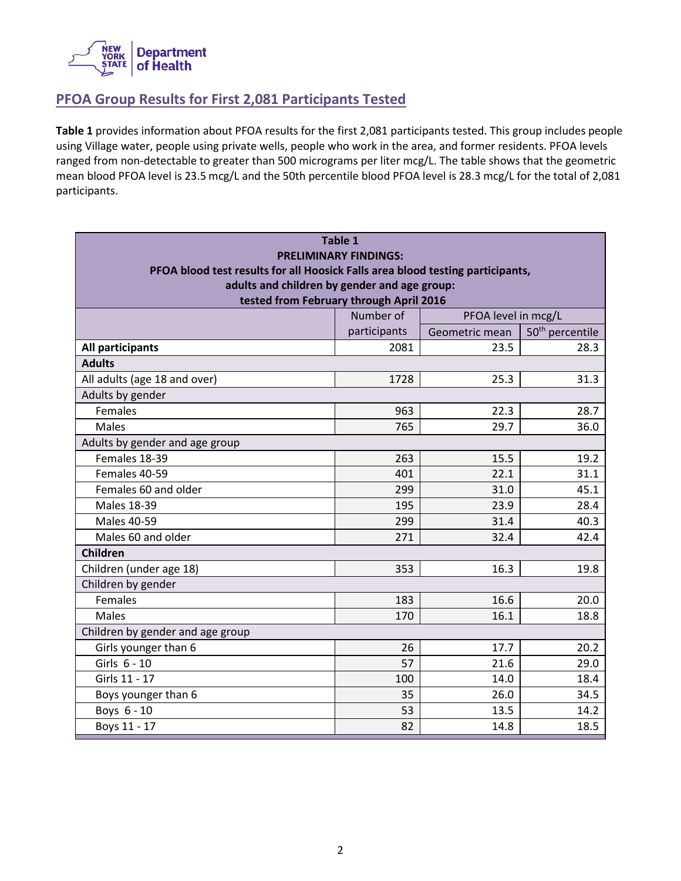## PFOA Group Results for First 2,081 Participants Tested

**Table 1** provides information about PFOA results for the first 2,081 participants tested. This group includes people using Village water, people using private wells, people who work in the area, and former residents. PFOA levels ranged from non-detectable to greater than 500 micrograms per liter mcg/L. The table shows that the geometric mean blood PFOA level is 23.5 mcg/L and the 50th percentile blood PFOA level is 28.3 mcg/L for the total of 2,081 participants.

**Table 1**
**PRELIMINARY FINDINGS:**
**PFOA blood test results for all Hoosick Falls area blood testing participants, adults and children by gender and age group: tested from February through April 2016**

| | Number of participants | PFOA level in mcg/L | |
|---|---|---|---|
| | | Geometric mean | 50th percentile |
| **All participants** | 2081 | 23.5 | 28.3 |
| **Adults** | | | |
| All adults (age 18 and over) | 1728 | 25.3 | 31.3 |
| Adults by gender | | | |
| Females | 963 | 22.3 | 28.7 |
| Males | 765 | 29.7 | 36.0 |
| Adults by gender and age group | | | |
| Females 18-39 | 263 | 15.5 | 19.2 |
| Females 40-59 | 401 | 22.1 | 31.1 |
| Females 60 and older | 299 | 31.0 | 45.1 |
| Males 18-39 | 195 | 23.9 | 28.4 |
| Males 40-59 | 299 | 31.4 | 40.3 |
| Males 60 and older | 271 | 32.4 | 42.4 |
| **Children** | | | |
| Children (under age 18) | 353 | 16.3 | 19.8 |
| Children by gender | | | |
| Females | 183 | 16.6 | 20.0 |
| Males | 170 | 16.1 | 18.8 |
| Children by gender and age group | | | |
| Girls younger than 6 | 26 | 17.7 | 20.2 |
| Girls 6 - 10 | 57 | 21.6 | 29.0 |
| Girls 11 - 17 | 100 | 14.0 | 18.4 |
| Boys younger than 6 | 35 | 26.0 | 34.5 |
| Boys 6 - 10 | 53 | 13.5 | 14.2 |
| Boys 11 - 17 | 82 | 14.8 | 18.5 |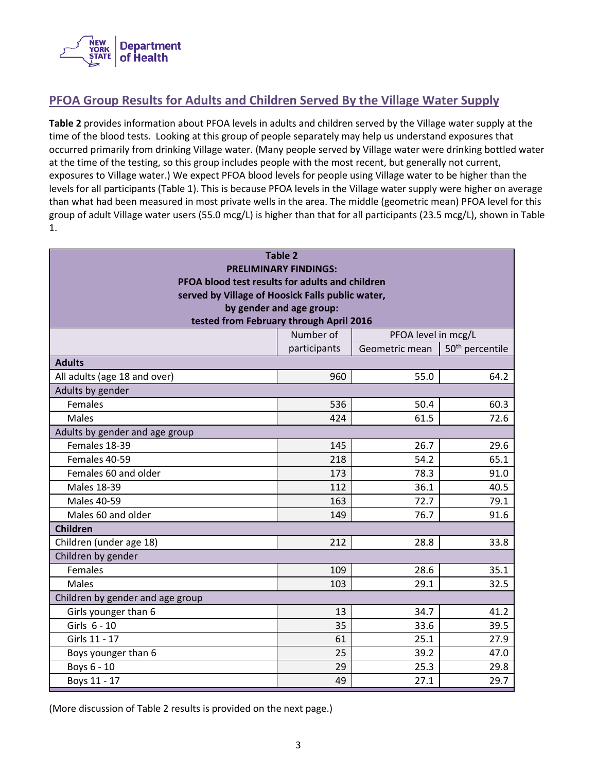## PFOA Group Results for Adults and Children Served By the Village Water Supply

**Table 2** provides information about PFOA levels in adults and children served by the Village water supply at the time of the blood tests. Looking at this group of people separately may help us understand exposures that occurred primarily from drinking Village water. (Many people served by Village water were drinking bottled water at the time of the testing, so this group includes people with the most recent, but generally not current, exposures to Village water.) We expect PFOA blood levels for people using Village water to be higher than the levels for all participants (Table 1). This is because PFOA levels in the Village water supply were higher on average than what had been measured in most private wells in the area. The middle (geometric mean) PFOA level for this group of adult Village water users (55.0 mcg/L) is higher than that for all participants (23.5 mcg/L), shown in Table 1.

**Table 2**
**PRELIMINARY FINDINGS:**
**PFOA blood test results for adults and children served by Village of Hoosick Falls public water, by gender and age group: tested from February through April 2016**

| | Number of participants | PFOA level in mcg/L | |
|---|---|---|---|
| | | Geometric mean | 50th percentile |
| **Adults** | | | |
| All adults (age 18 and over) | 960 | 55.0 | 64.2 |
| Adults by gender | | | |
| Females | 536 | 50.4 | 60.3 |
| Males | 424 | 61.5 | 72.6 |
| Adults by gender and age group | | | |
| Females 18-39 | 145 | 26.7 | 29.6 |
| Females 40-59 | 218 | 54.2 | 65.1 |
| Females 60 and older | 173 | 78.3 | 91.0 |
| Males 18-39 | 112 | 36.1 | 40.5 |
| Males 40-59 | 163 | 72.7 | 79.1 |
| Males 60 and older | 149 | 76.7 | 91.6 |
| **Children** | | | |
| Children (under age 18) | 212 | 28.8 | 33.8 |
| Children by gender | | | |
| Females | 109 | 28.6 | 35.1 |
| Males | 103 | 29.1 | 32.5 |
| Children by gender and age group | | | |
| Girls younger than 6 | 13 | 34.7 | 41.2 |
| Girls 6 - 10 | 35 | 33.6 | 39.5 |
| Girls 11 - 17 | 61 | 25.1 | 27.9 |
| Boys younger than 6 | 25 | 39.2 | 47.0 |
| Boys 6 - 10 | 29 | 25.3 | 29.8 |
| Boys 11 - 17 | 49 | 27.1 | 29.7 |

(More discussion of Table 2 results is provided on the next page.)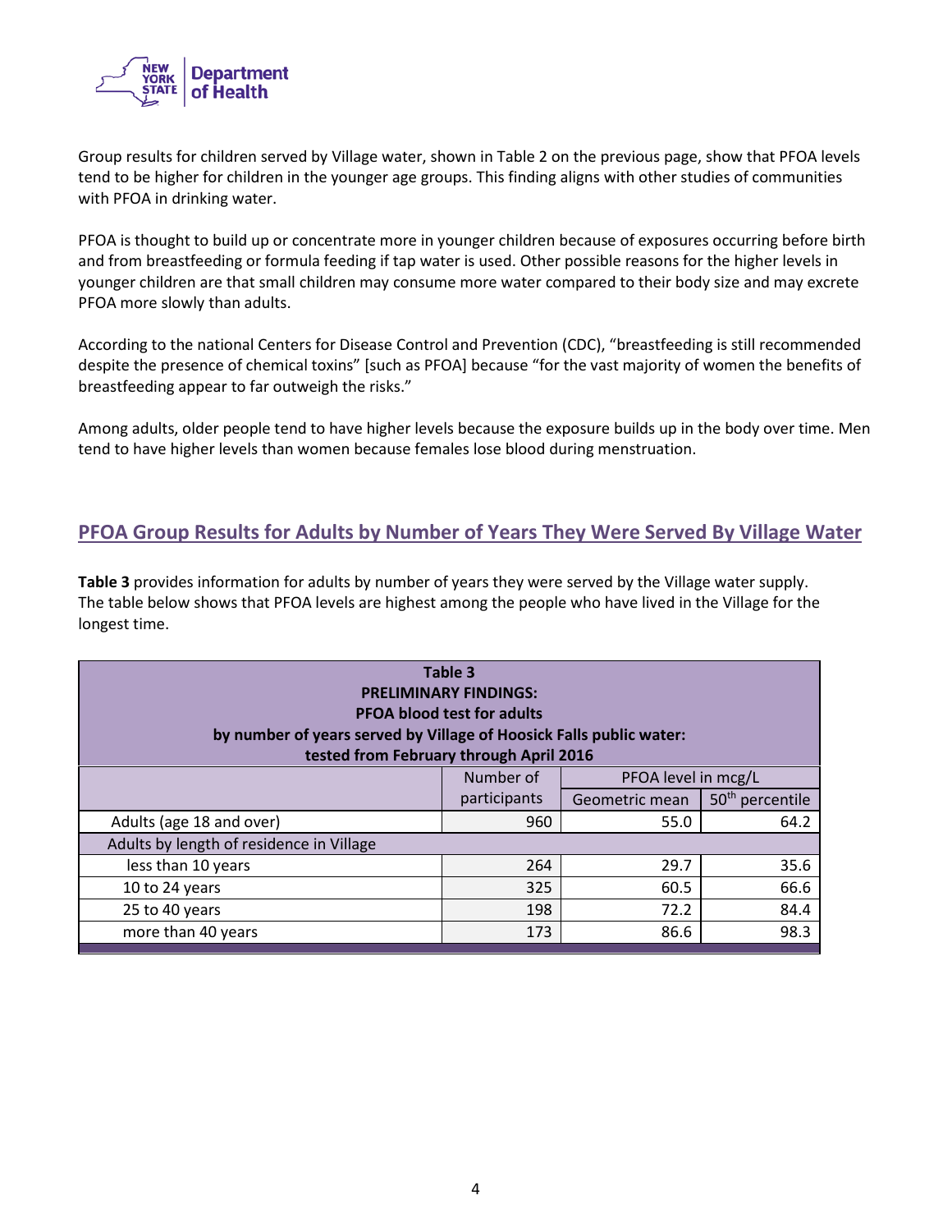Group results for children served by Village water, shown in Table 2 on the previous page, show that PFOA levels tend to be higher for children in the younger age groups. This finding aligns with other studies of communities with PFOA in drinking water.

PFOA is thought to build up or concentrate more in younger children because of exposures occurring before birth and from breastfeeding or formula feeding if tap water is used. Other possible reasons for the higher levels in younger children are that small children may consume more water compared to their body size and may excrete PFOA more slowly than adults.

According to the national Centers for Disease Control and Prevention (CDC), "breastfeeding is still recommended despite the presence of chemical toxins" [such as PFOA] because "for the vast majority of women the benefits of breastfeeding appear to far outweigh the risks."

Among adults, older people tend to have higher levels because the exposure builds up in the body over time. Men tend to have higher levels than women because females lose blood during menstruation.

## PFOA Group Results for Adults by Number of Years They Were Served By Village Water

**Table 3** provides information for adults by number of years they were served by the Village water supply. The table below shows that PFOA levels are highest among the people who have lived in the Village for the longest time.

**Table 3**
**PRELIMINARY FINDINGS:**
**PFOA blood test for adults**
**by number of years served by Village of Hoosick Falls public water:**
**tested from February through April 2016**

| | Number of participants | PFOA level in mcg/L | |
|---|---|---|---|
| | | Geometric mean | 50th percentile |
| Adults (age 18 and over) | 960 | 55.0 | 64.2 |
| Adults by length of residence in Village | | | |
| less than 10 years | 264 | 29.7 | 35.6 |
| 10 to 24 years | 325 | 60.5 | 66.6 |
| 25 to 40 years | 198 | 72.2 | 84.4 |
| more than 40 years | 173 | 86.6 | 98.3 |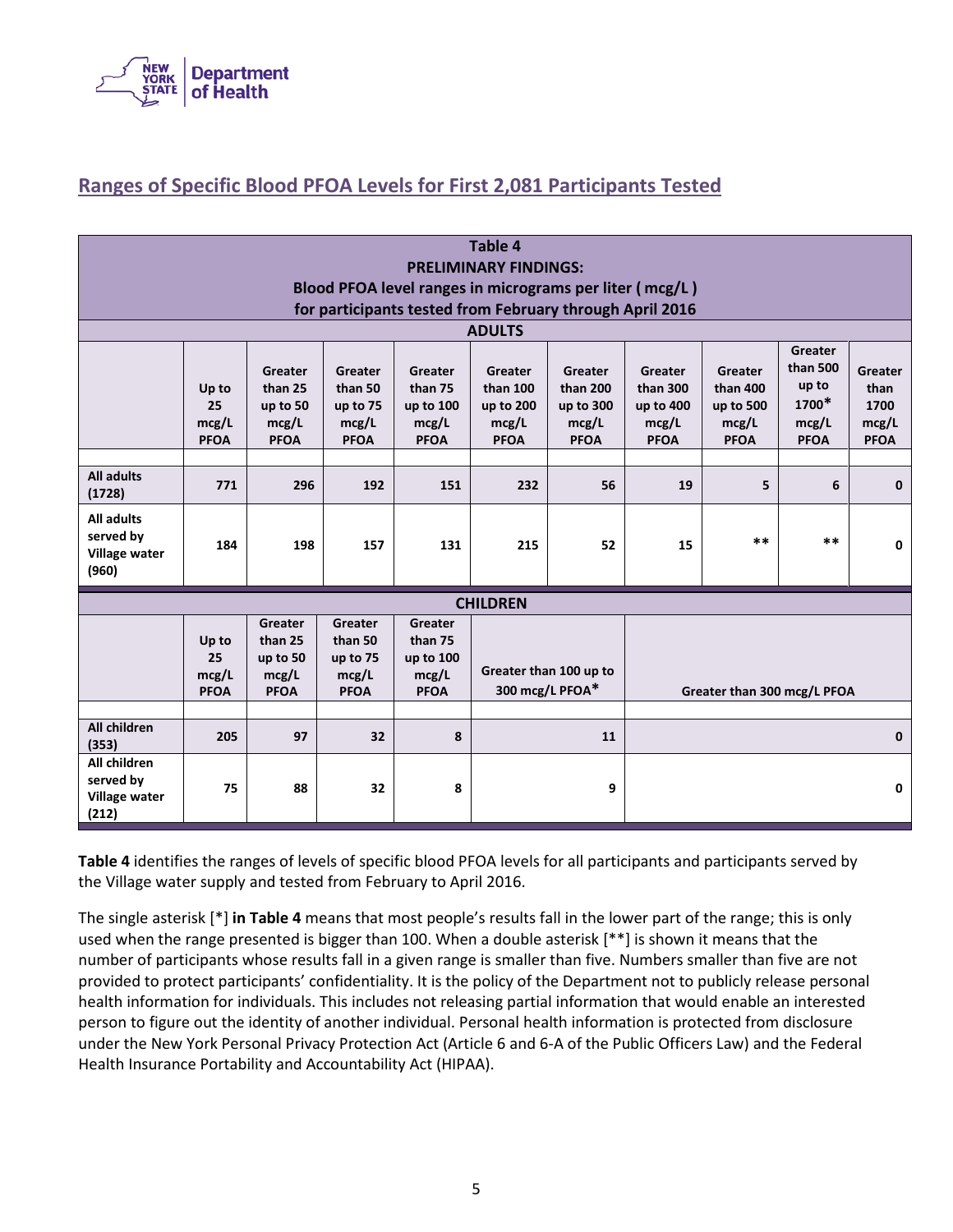## Ranges of Specific Blood PFOA Levels for First 2,081 Participants Tested

**Table 4**
**PRELIMINARY FINDINGS:**
**Blood PFOA level ranges in micrograms per liter ( mcg/L )**
**for participants tested from February through April 2016**

**ADULTS**

| | Up to 25 mcg/L PFOA | Greater than 25 up to 50 mcg/L PFOA | Greater than 50 up to 75 mcg/L PFOA | Greater than 75 up to 100 mcg/L PFOA | Greater than 100 up to 200 mcg/L PFOA | Greater than 200 up to 300 mcg/L PFOA | Greater than 300 up to 400 mcg/L PFOA | Greater than 400 up to 500 mcg/L PFOA | Greater than 500 up to 1700* mcg/L PFOA | Greater than 1700 mcg/L PFOA |
|---|---|---|---|---|---|---|---|---|---|---|
| **All adults (1728)** | 771 | 296 | 192 | 151 | 232 | 56 | 19 | 5 | 6 | 0 |
| **All adults served by Village water (960)** | 184 | 198 | 157 | 131 | 215 | 52 | 15 | ** | ** | 0 |

**CHILDREN**

| | Up to 25 mcg/L PFOA | Greater than 25 up to 50 mcg/L PFOA | Greater than 50 up to 75 mcg/L PFOA | Greater than 75 up to 100 mcg/L PFOA | Greater than 100 up to 300 mcg/L PFOA* | Greater than 300 mcg/L PFOA |
|---|---|---|---|---|---|---|
| **All children (353)** | 205 | 97 | 32 | 8 | 11 | 0 |
| **All children served by Village water (212)** | 75 | 88 | 32 | 8 | 9 | 0 |

**Table 4** identifies the ranges of levels of specific blood PFOA levels for all participants and participants served by the Village water supply and tested from February to April 2016.

The single asterisk [*] **in Table 4** means that most people's results fall in the lower part of the range; this is only used when the range presented is bigger than 100. When a double asterisk [**] is shown it means that the number of participants whose results fall in a given range is smaller than five. Numbers smaller than five are not provided to protect participants' confidentiality. It is the policy of the Department not to publicly release personal health information for individuals. This includes not releasing partial information that would enable an interested person to figure out the identity of another individual. Personal health information is protected from disclosure under the New York Personal Privacy Protection Act (Article 6 and 6-A of the Public Officers Law) and the Federal Health Insurance Portability and Accountability Act (HIPAA).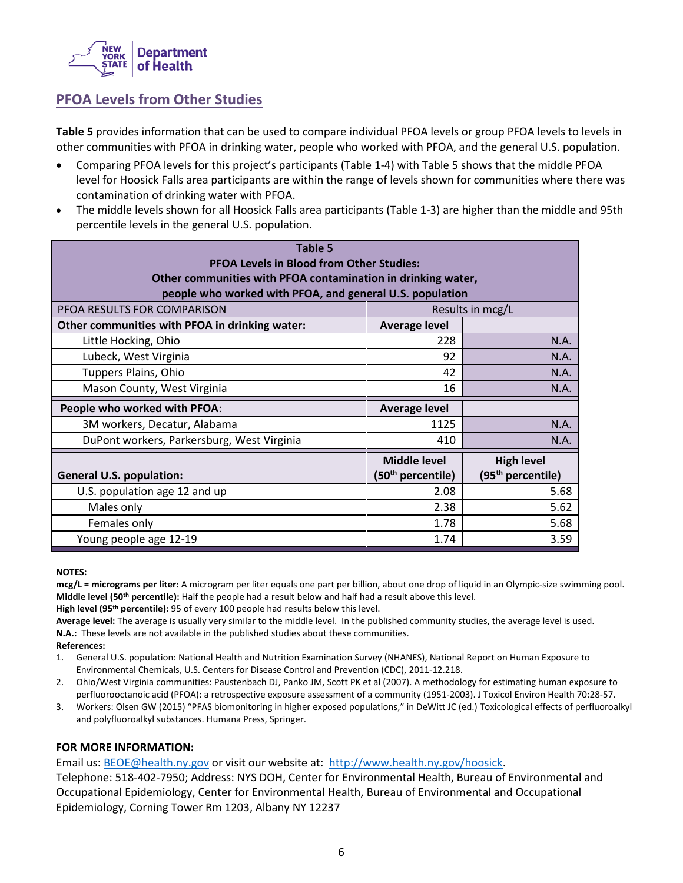## PFOA Levels from Other Studies

**Table 5** provides information that can be used to compare individual PFOA levels or group PFOA levels to levels in other communities with PFOA in drinking water, people who worked with PFOA, and the general U.S. population.

- Comparing PFOA levels for this project's participants (Table 1-4) with Table 5 shows that the middle PFOA level for Hoosick Falls area participants are within the range of levels shown for communities where there was contamination of drinking water with PFOA.
- The middle levels shown for all Hoosick Falls area participants (Table 1-3) are higher than the middle and 95th percentile levels in the general U.S. population.

**Table 5**
**PFOA Levels in Blood from Other Studies:**
**Other communities with PFOA contamination in drinking water, people who worked with PFOA, and general U.S. population**

| PFOA RESULTS FOR COMPARISON | Results in mcg/L | |
|---|---|---|
| **Other communities with PFOA in drinking water:** | **Average level** | |
| Little Hocking, Ohio | 228 | N.A. |
| Lubeck, West Virginia | 92 | N.A. |
| Tuppers Plains, Ohio | 42 | N.A. |
| Mason County, West Virginia | 16 | N.A. |
| **People who worked with PFOA**: | **Average level** | |
| 3M workers, Decatur, Alabama | 1125 | N.A. |
| DuPont workers, Parkersburg, West Virginia | 410 | N.A. |
| **General U.S. population:** | **Middle level (50th percentile)** | **High level (95th percentile)** |
| U.S. population age 12 and up | 2.08 | 5.68 |
| Males only | 2.38 | 5.62 |
| Females only | 1.78 | 5.68 |
| Young people age 12-19 | 1.74 | 3.59 |

**NOTES:**

**mcg/L = micrograms per liter:** A microgram per liter equals one part per billion, about one drop of liquid in an Olympic-size swimming pool.
**Middle level (50th percentile):** Half the people had a result below and half had a result above this level.
**High level (95th percentile):** 95 of every 100 people had results below this level.
**Average level:** The average is usually very similar to the middle level. In the published community studies, the average level is used.
**N.A.:** These levels are not available in the published studies about these communities.

**References:**

1. General U.S. population: National Health and Nutrition Examination Survey (NHANES), National Report on Human Exposure to Environmental Chemicals, U.S. Centers for Disease Control and Prevention (CDC), 2011-12.218.
2. Ohio/West Virginia communities: Paustenbach DJ, Panko JM, Scott PK et al (2007). A methodology for estimating human exposure to perfluorooctanoic acid (PFOA): a retrospective exposure assessment of a community (1951-2003). J Toxicol Environ Health 70:28-57.
3. Workers: Olsen GW (2015) "PFAS biomonitoring in higher exposed populations," in DeWitt JC (ed.) Toxicological effects of perfluoroalkyl and polyfluoroalkyl substances. Humana Press, Springer.

### FOR MORE INFORMATION:

Email us: BEOE@health.ny.gov or visit our website at: http://www.health.ny.gov/hoosick.
Telephone: 518-402-7950; Address: NYS DOH, Center for Environmental Health, Bureau of Environmental and Occupational Epidemiology, Center for Environmental Health, Bureau of Environmental and Occupational Epidemiology, Corning Tower Rm 1203, Albany NY 12237